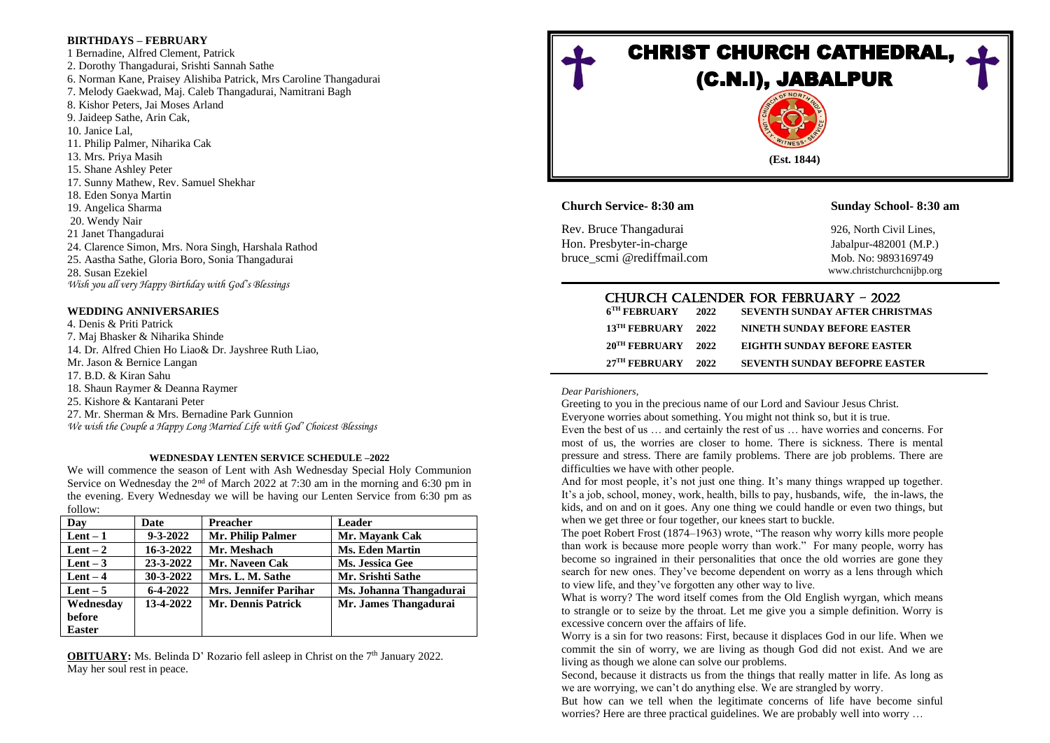**BIRTHDAYS – FEBRUARY**

1 Bernadine, Alfred Clement, Patrick
2. Dorothy Thangadurai, Srishti Sannah Sathe
6. Norman Kane, Praisey Alishiba Patrick, Mrs Caroline Thangadurai
7. Melody Gaekwad, Maj. Caleb Thangadurai, Namitrani Bagh
8. Kishor Peters, Jai Moses Arland
9. Jaideep Sathe, Arin Cak,
10. Janice Lal,
11. Philip Palmer, Niharika Cak
13. Mrs. Priya Masih
15. Shane Ashley Peter
17. Sunny Mathew, Rev. Samuel Shekhar
18. Eden Sonya Martin
19. Angelica Sharma
20. Wendy Nair
21 Janet Thangadurai
24. Clarence Simon, Mrs. Nora Singh, Harshala Rathod
25. Aastha Sathe, Gloria Boro, Sonia Thangadurai
28. Susan Ezekiel

*Wish you all very Happy Birthday with God's Blessings*

**WEDDING ANNIVERSARIES**

4. Denis & Priti Patrick
7. Maj Bhasker & Niharika Shinde
14. Dr. Alfred Chien Ho Liao& Dr. Jayshree Ruth Liao,
Mr. Jason & Bernice Langan
17. B.D. & Kiran Sahu
18. Shaun Raymer & Deanna Raymer
25. Kishore & Kantarani Peter
27. Mr. Sherman & Mrs. Bernadine Park Gunnion

*We wish the Couple a Happy Long Married Life with God' Choicest Blessings*

**WEDNESDAY LENTEN SERVICE SCHEDULE –2022**

We will commence the season of Lent with Ash Wednesday Special Holy Communion Service on Wednesday the 2nd of March 2022 at 7:30 am in the morning and 6:30 pm in the evening. Every Wednesday we will be having our Lenten Service from 6:30 pm as follow:

| Day | Date | Preacher | Leader |
|---|---|---|---|
| **Lent – 1** | **9-3-2022** | **Mr. Philip Palmer** | **Mr. Mayank Cak** |
| **Lent – 2** | **16-3-2022** | **Mr. Meshach** | **Ms. Eden Martin** |
| **Lent – 3** | **23-3-2022** | **Mr. Naveen Cak** | **Ms. Jessica Gee** |
| **Lent – 4** | **30-3-2022** | **Mrs. L. M. Sathe** | **Mr. Srishti Sathe** |
| **Lent – 5** | **6-4-2022** | **Mrs. Jennifer Parihar** | **Ms. Johanna Thangadurai** |
| **Wednesday before Easter** | **13-4-2022** | **Mr. Dennis Patrick** | **Mr. James Thangadurai** |

**OBITUARY:** Ms. Belinda D' Rozario fell asleep in Christ on the 7th January 2022. May her soul rest in peace.

# CHRIST CHURCH CATHEDRAL, (C.N.I), JABALPUR

**(Est. 1844)**

**Church Service- 8:30 am** | **Sunday School- 8:30 am**

Rev. Bruce Thangadurai
Hon. Presbyter-in-charge
bruce_scmi @rediffmail.com

926, North Civil Lines,
Jabalpur-482001 (M.P.)
Mob. No: 9893169749
www.christchurchcnijbp.org

## CHURCH CALENDER FOR FEBRUARY – 2022

| | | |
|---|---|---|
| **6TH FEBRUARY** | **2022** | **SEVENTH SUNDAY AFTER CHRISTMAS** |
| **13TH FEBRUARY** | **2022** | **NINETH SUNDAY BEFORE EASTER** |
| **20TH FEBRUARY** | **2022** | **EIGHTH SUNDAY BEFORE EASTER** |
| **27TH FEBRUARY** | **2022** | **SEVENTH SUNDAY BEFOPRE EASTER** |

*Dear Parishioners,*

Greeting to you in the precious name of our Lord and Saviour Jesus Christ.

Everyone worries about something. You might not think so, but it is true.

Even the best of us … and certainly the rest of us … have worries and concerns. For most of us, the worries are closer to home. There is sickness. There is mental pressure and stress. There are family problems. There are job problems. There are difficulties we have with other people.

And for most people, it's not just one thing. It's many things wrapped up together. It's a job, school, money, work, health, bills to pay, husbands, wife, the in-laws, the kids, and on and on it goes. Any one thing we could handle or even two things, but when we get three or four together, our knees start to buckle.

The poet Robert Frost (1874–1963) wrote, "The reason why worry kills more people than work is because more people worry than work." For many people, worry has become so ingrained in their personalities that once the old worries are gone they search for new ones. They've become dependent on worry as a lens through which to view life, and they've forgotten any other way to live.

What is worry? The word itself comes from the Old English wyrgan, which means to strangle or to seize by the throat. Let me give you a simple definition. Worry is excessive concern over the affairs of life.

Worry is a sin for two reasons: First, because it displaces God in our life. When we commit the sin of worry, we are living as though God did not exist. And we are living as though we alone can solve our problems.

Second, because it distracts us from the things that really matter in life. As long as we are worrying, we can't do anything else. We are strangled by worry.

But how can we tell when the legitimate concerns of life have become sinful worries? Here are three practical guidelines. We are probably well into worry …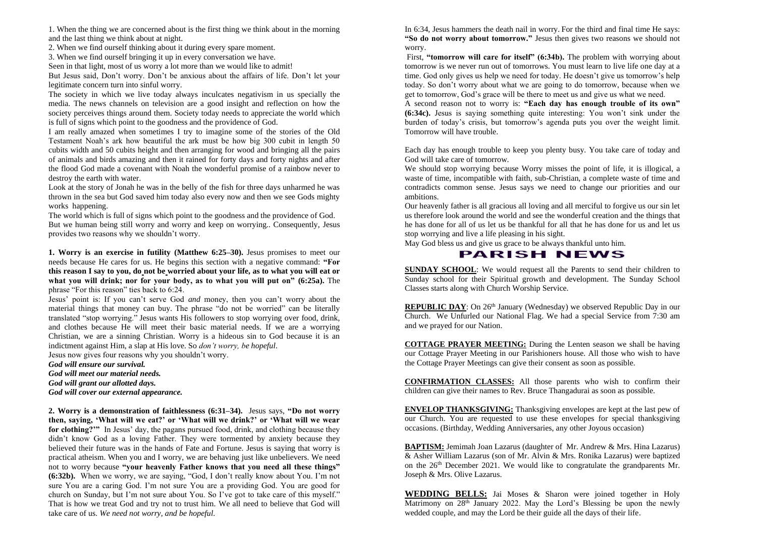1. When the thing we are concerned about is the first thing we think about in the morning and the last thing we think about at night.

2. When we find ourself thinking about it during every spare moment.

3. When we find ourself bringing it up in every conversation we have.

Seen in that light, most of us worry a lot more than we would like to admit!

But Jesus said, Don't worry. Don't be anxious about the affairs of life. Don't let your legitimate concern turn into sinful worry.

The society in which we live today always inculcates negativism in us specially the media. The news channels on television are a good insight and reflection on how the society perceives things around them. Society today needs to appreciate the world which is full of signs which point to the goodness and the providence of God.

I am really amazed when sometimes I try to imagine some of the stories of the Old Testament Noah's ark how beautiful the ark must be how big 300 cubit in length 50 cubits width and 50 cubits height and then arranging for wood and bringing all the pairs of animals and birds amazing and then it rained for forty days and forty nights and after the flood God made a covenant with Noah the wonderful promise of a rainbow never to destroy the earth with water.

Look at the story of Jonah he was in the belly of the fish for three days unharmed he was thrown in the sea but God saved him today also every now and then we see Gods mighty works happening.

The world which is full of signs which point to the goodness and the providence of God.

But we human being still worry and worry and keep on worrying.. Consequently, Jesus provides two reasons why we shouldn't worry.

**1. Worry is an exercise in futility (Matthew 6:25–30).** Jesus promises to meet our needs because He cares for us. He begins this section with a negative command: **"For this reason I say to you, do not be worried about your life, as to what you will eat or what you will drink; nor for your body, as to what you will put on" (6:25a).** The phrase "For this reason" ties back to 6:24.

Jesus' point is: If you can't serve God *and* money, then you can't worry about the material things that money can buy. The phrase "do not be worried" can be literally translated "stop worrying." Jesus wants His followers to stop worrying over food, drink, and clothes because He will meet their basic material needs. If we are a worrying Christian, we are a sinning Christian. Worry is a hideous sin to God because it is an indictment against Him, a slap at His love. So *don't worry, be hopeful*.

Jesus now gives four reasons why you shouldn't worry.

***God will ensure our survival.***
***God will meet our material needs.***
***God will grant our allotted days.***
***God will cover our external appearance.***

**2. Worry is a demonstration of faithlessness (6:31–34).** Jesus says, **"Do not worry then, saying, 'What will we eat?' or 'What will we drink?' or 'What will we wear for clothing?'"** In Jesus' day, the pagans pursued food, drink, and clothing because they didn't know God as a loving Father. They were tormented by anxiety because they believed their future was in the hands of Fate and Fortune. Jesus is saying that worry is practical atheism. When you and I worry, we are behaving just like unbelievers. We need not to worry because **"your heavenly Father knows that you need all these things" (6:32b).** When we worry, we are saying, "God, I don't really know about You. I'm not sure You are a caring God. I'm not sure You are a providing God. You are good for church on Sunday, but I'm not sure about You. So I've got to take care of this myself." That is how we treat God and try not to trust him. We all need to believe that God will take care of us. *We need not worry, and be hopeful.*

In 6:34, Jesus hammers the death nail in worry. For the third and final time He says: **"So do not worry about tomorrow."** Jesus then gives two reasons we should not worry.

First, **"tomorrow will care for itself" (6:34b).** The problem with worrying about tomorrow is we never run out of tomorrows. You must learn to live life one day at a time. God only gives us help we need for today. He doesn't give us tomorrow's help today. So don't worry about what we are going to do tomorrow, because when we get to tomorrow, God's grace will be there to meet us and give us what we need.

A second reason not to worry is: **"Each day has enough trouble of its own" (6:34c).** Jesus is saying something quite interesting: You won't sink under the burden of today's crisis, but tomorrow's agenda puts you over the weight limit. Tomorrow will have trouble.

Each day has enough trouble to keep you plenty busy. You take care of today and God will take care of tomorrow.

We should stop worrying because Worry misses the point of life, it is illogical, a waste of time, incompatible with faith, sub-Christian, a complete waste of time and contradicts common sense. Jesus says we need to change our priorities and our ambitions.

Our heavenly father is all gracious all loving and all merciful to forgive us our sin let us therefore look around the world and see the wonderful creation and the things that he has done for all of us let us be thankful for all that he has done for us and let us stop worrying and live a life pleasing in his sight.

May God bless us and give us grace to be always thankful unto him.

# PARISH NEWS

**SUNDAY SCHOOL**: We would request all the Parents to send their children to Sunday school for their Spiritual growth and development. The Sunday School Classes starts along with Church Worship Service.

**REPUBLIC DAY**: On 26th January (Wednesday) we observed Republic Day in our Church. We Unfurled our National Flag. We had a special Service from 7:30 am and we prayed for our Nation.

**COTTAGE PRAYER MEETING:** During the Lenten season we shall be having our Cottage Prayer Meeting in our Parishioners house. All those who wish to have the Cottage Prayer Meetings can give their consent as soon as possible.

**CONFIRMATION CLASSES:** All those parents who wish to confirm their children can give their names to Rev. Bruce Thangadurai as soon as possible.

**ENVELOP THANKSGIVING:** Thanksgiving envelopes are kept at the last pew of our Church. You are requested to use these envelopes for special thanksgiving occasions. (Birthday, Wedding Anniversaries, any other Joyous occasion)

**BAPTISM:** Jemimah Joan Lazarus (daughter of Mr. Andrew & Mrs. Hina Lazarus) & Asher William Lazarus (son of Mr. Alvin & Mrs. Ronika Lazarus) were baptized on the 26th December 2021. We would like to congratulate the grandparents Mr. Joseph & Mrs. Olive Lazarus.

**WEDDING BELLS:** Jai Moses & Sharon were joined together in Holy Matrimony on 28th January 2022. May the Lord's Blessing be upon the newly wedded couple, and may the Lord be their guide all the days of their life.